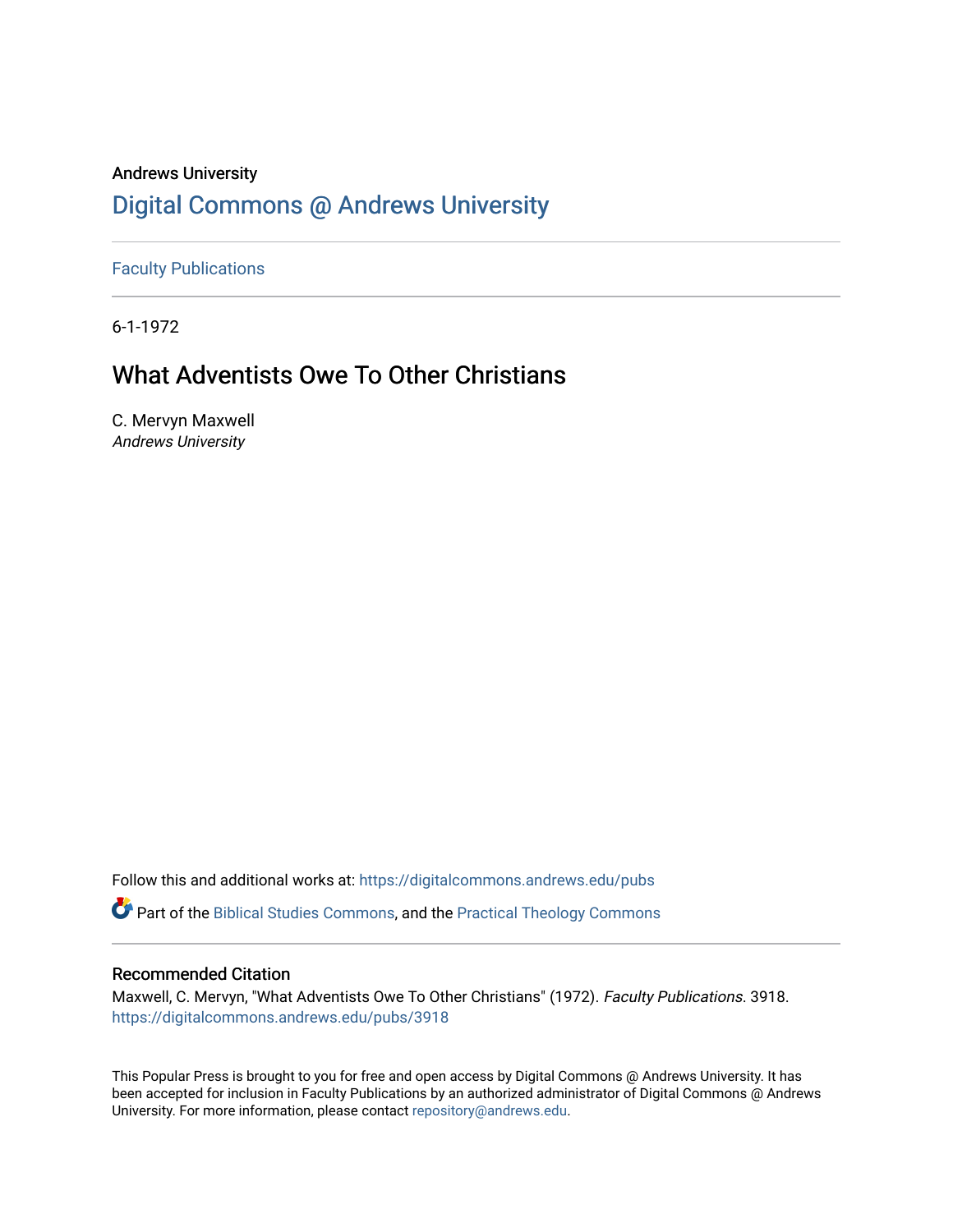Andrews University

# Digital Commons @ Andrews University

Faculty Publications

6-1-1972

## What Adventists Owe To Other Christians

C. Mervyn Maxwell
*Andrews University*

Follow this and additional works at: https://digitalcommons.andrews.edu/pubs

Part of the Biblical Studies Commons, and the Practical Theology Commons

### Recommended Citation

Maxwell, C. Mervyn, "What Adventists Owe To Other Christians" (1972). *Faculty Publications*. 3918.
https://digitalcommons.andrews.edu/pubs/3918

This Popular Press is brought to you for free and open access by Digital Commons @ Andrews University. It has been accepted for inclusion in Faculty Publications by an authorized administrator of Digital Commons @ Andrews University. For more information, please contact repository@andrews.edu.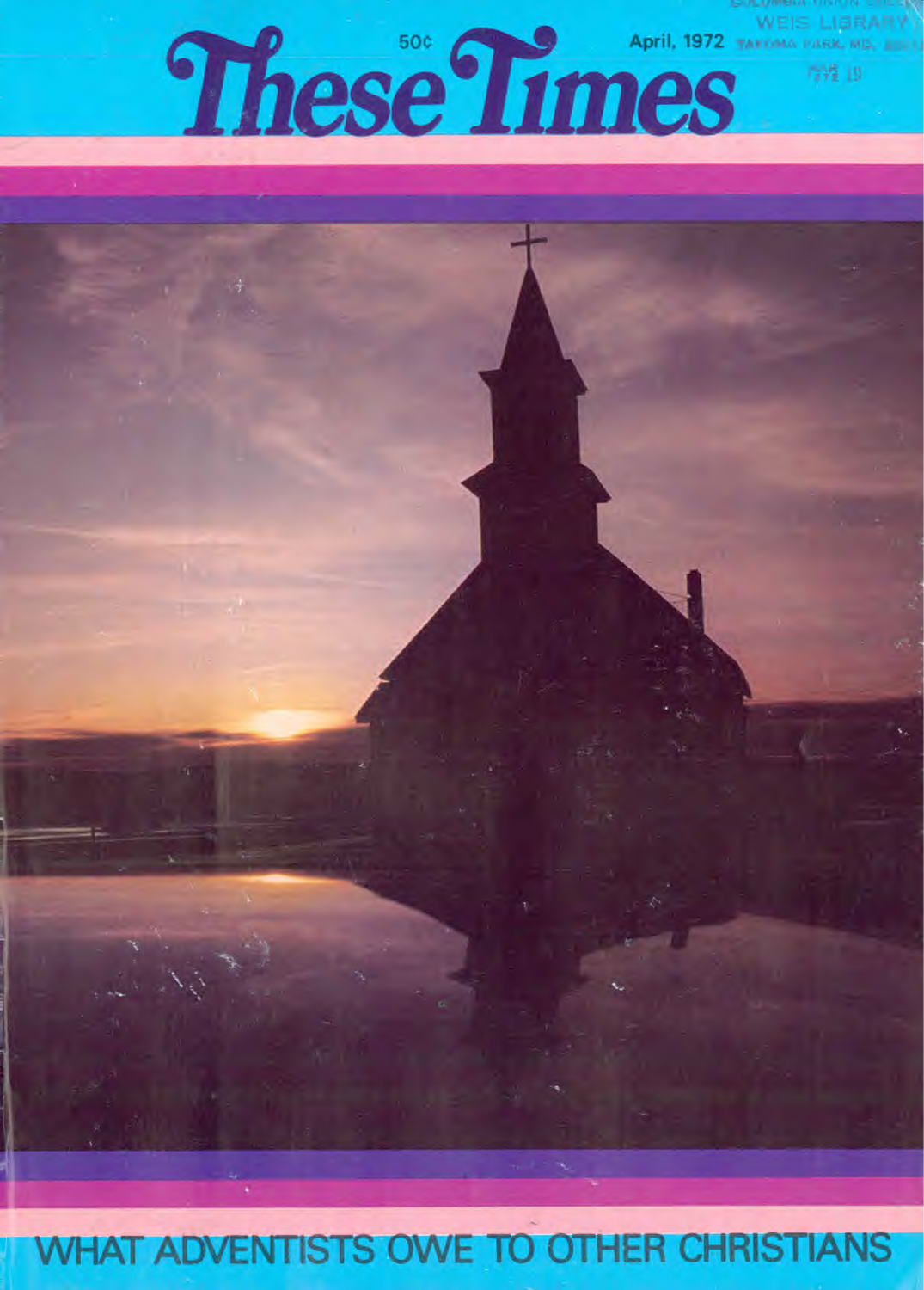# These Times

50¢

April, 1972

COLUMBIA UNION COLLEGE
WEIS LIBRARY
TAKOMA PARK, MD.

WHAT ADVENTISTS OWE TO OTHER CHRISTIANS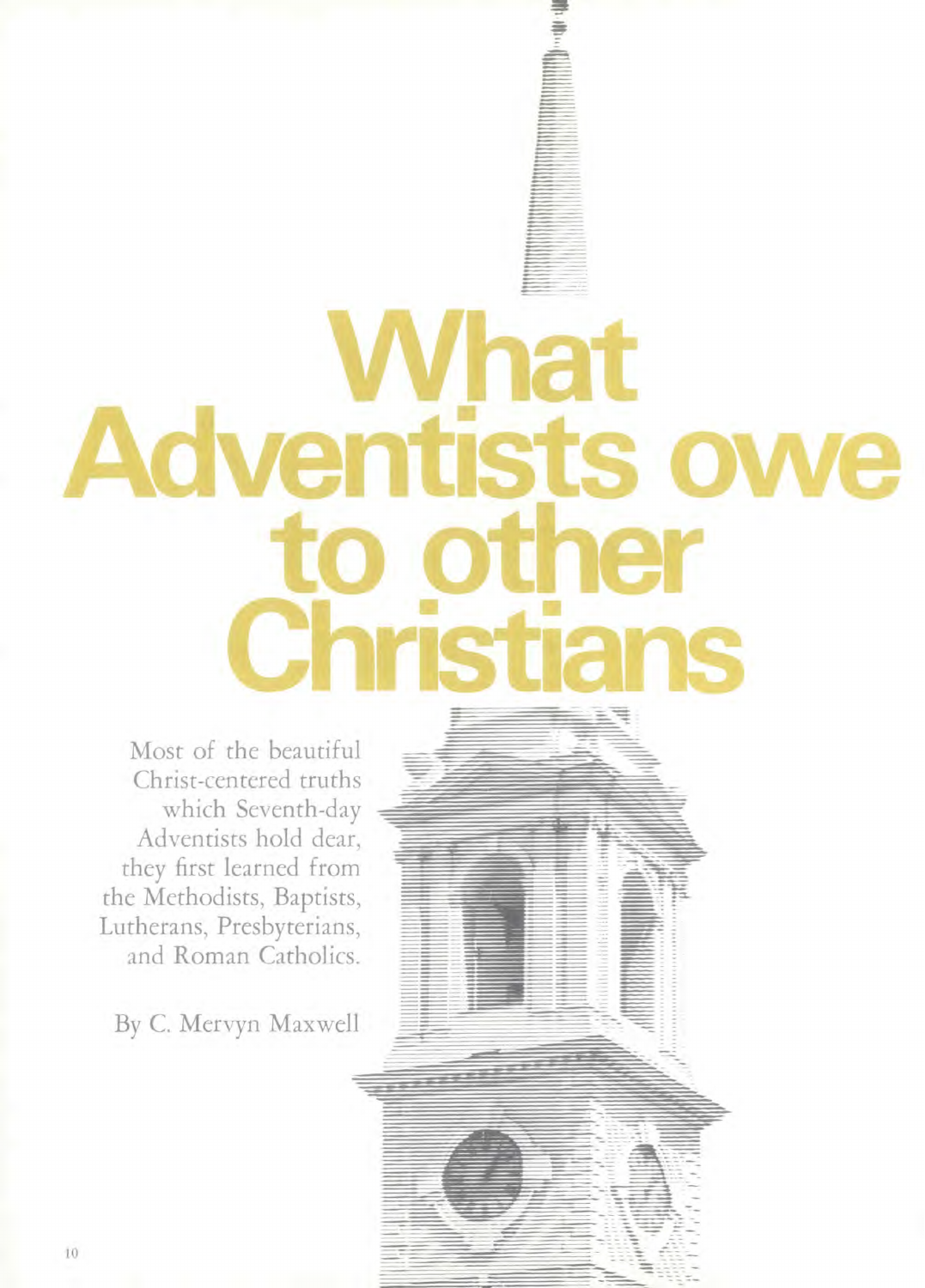# What Adventists owe to other Christians

Most of the beautiful Christ-centered truths which Seventh-day Adventists hold dear, they first learned from the Methodists, Baptists, Lutherans, Presbyterians, and Roman Catholics.

By C. Mervyn Maxwell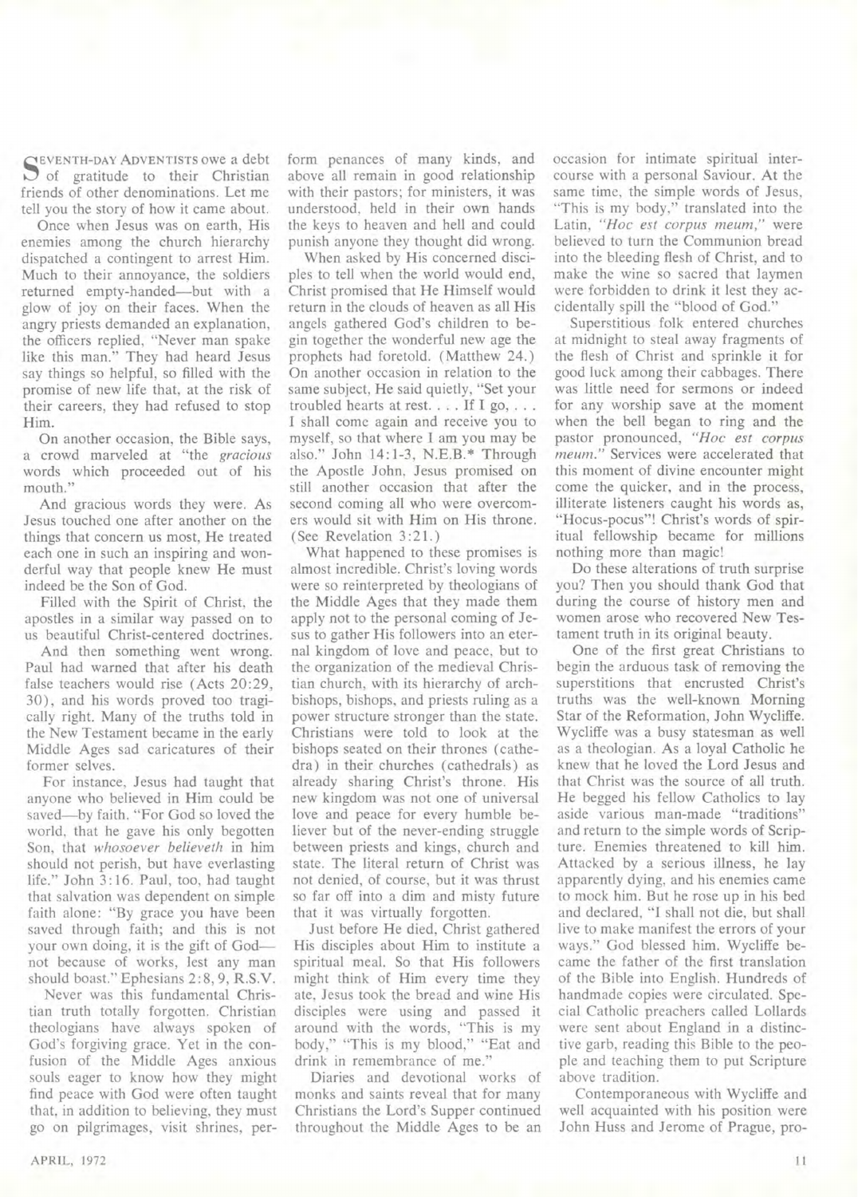Seventh-day Adventists owe a debt of gratitude to their Christian friends of other denominations. Let me tell you the story of how it came about.

Once when Jesus was on earth, His enemies among the church hierarchy dispatched a contingent to arrest Him. Much to their annoyance, the soldiers returned empty-handed—but with a glow of joy on their faces. When the angry priests demanded an explanation, the officers replied, "Never man spake like this man." They had heard Jesus say things so helpful, so filled with the promise of new life that, at the risk of their careers, they had refused to stop Him.

On another occasion, the Bible says, a crowd marveled at "the *gracious* words which proceeded out of his mouth."

And gracious words they were. As Jesus touched one after another on the things that concern us most, He treated each one in such an inspiring and wonderful way that people knew He must indeed be the Son of God.

Filled with the Spirit of Christ, the apostles in a similar way passed on to us beautiful Christ-centered doctrines.

And then something went wrong. Paul had warned that after his death false teachers would rise (Acts 20:29, 30), and his words proved too tragically right. Many of the truths told in the New Testament became in the early Middle Ages sad caricatures of their former selves.

For instance, Jesus had taught that anyone who believed in Him could be saved—by faith. "For God so loved the world, that he gave his only begotten Son, that *whosoever believeth* in him should not perish, but have everlasting life." John 3:16. Paul, too, had taught that salvation was dependent on simple faith alone: "By grace you have been saved through faith; and this is not your own doing, it is the gift of God—not because of works, lest any man should boast." Ephesians 2:8, 9, R.S.V.

Never was this fundamental Christian truth totally forgotten. Christian theologians have always spoken of God's forgiving grace. Yet in the confusion of the Middle Ages anxious souls eager to know how they might find peace with God were often taught that, in addition to believing, they must go on pilgrimages, visit shrines, perform penances of many kinds, and above all remain in good relationship with their pastors; for ministers, it was understood, held in their own hands the keys to heaven and hell and could punish anyone they thought did wrong.

When asked by His concerned disciples to tell when the world would end, Christ promised that He Himself would return in the clouds of heaven as all His angels gathered God's children to begin together the wonderful new age the prophets had foretold. (Matthew 24.) On another occasion in relation to the same subject, He said quietly, "Set your troubled hearts at rest. . . . If I go, . . . I shall come again and receive you to myself, so that where I am you may be also." John 14:1-3, N.E.B.* Through the Apostle John, Jesus promised on still another occasion that after the second coming all who were overcomers would sit with Him on His throne. (See Revelation 3:21.)

What happened to these promises is almost incredible. Christ's loving words were so reinterpreted by theologians of the Middle Ages that they made them apply not to the personal coming of Jesus to gather His followers into an eternal kingdom of love and peace, but to the organization of the medieval Christian church, with its hierarchy of archbishops, bishops, and priests ruling as a power structure stronger than the state. Christians were told to look at the bishops seated on their thrones (cathedra) in their churches (cathedrals) as already sharing Christ's throne. His new kingdom was not one of universal love and peace for every humble believer but of the never-ending struggle between priests and kings, church and state. The literal return of Christ was not denied, of course, but it was thrust so far off into a dim and misty future that it was virtually forgotten.

Just before He died, Christ gathered His disciples about Him to institute a spiritual meal. So that His followers might think of Him every time they ate, Jesus took the bread and wine His disciples were using and passed it around with the words, "This is my body," "This is my blood," "Eat and drink in remembrance of me."

Diaries and devotional works of monks and saints reveal that for many Christians the Lord's Supper continued throughout the Middle Ages to be an occasion for intimate spiritual intercourse with a personal Saviour. At the same time, the simple words of Jesus, "This is my body," translated into the Latin, *"Hoc est corpus meum,"* were believed to turn the Communion bread into the bleeding flesh of Christ, and to make the wine so sacred that laymen were forbidden to drink it lest they accidentally spill the "blood of God."

Superstitious folk entered churches at midnight to steal away fragments of the flesh of Christ and sprinkle it for good luck among their cabbages. There was little need for sermons or indeed for any worship save at the moment when the bell began to ring and the pastor pronounced, *"Hoc est corpus meum."* Services were accelerated that this moment of divine encounter might come the quicker, and in the process, illiterate listeners caught his words as, "Hocus-pocus"! Christ's words of spiritual fellowship became for millions nothing more than magic!

Do these alterations of truth surprise you? Then you should thank God that during the course of history men and women arose who recovered New Testament truth in its original beauty.

One of the first great Christians to begin the arduous task of removing the superstitions that encrusted Christ's truths was the well-known Morning Star of the Reformation, John Wycliffe. Wycliffe was a busy statesman as well as a theologian. As a loyal Catholic he knew that he loved the Lord Jesus and that Christ was the source of all truth. He begged his fellow Catholics to lay aside various man-made "traditions" and return to the simple words of Scripture. Enemies threatened to kill him. Attacked by a serious illness, he lay apparently dying, and his enemies came to mock him. But he rose up in his bed and declared, "I shall not die, but shall live to make manifest the errors of your ways." God blessed him. Wycliffe became the father of the first translation of the Bible into English. Hundreds of handmade copies were circulated. Special Catholic preachers called Lollards were sent about England in a distinctive garb, reading this Bible to the people and teaching them to put Scripture above tradition.

Contemporaneous with Wycliffe and well acquainted with his position were John Huss and Jerome of Prague, pro-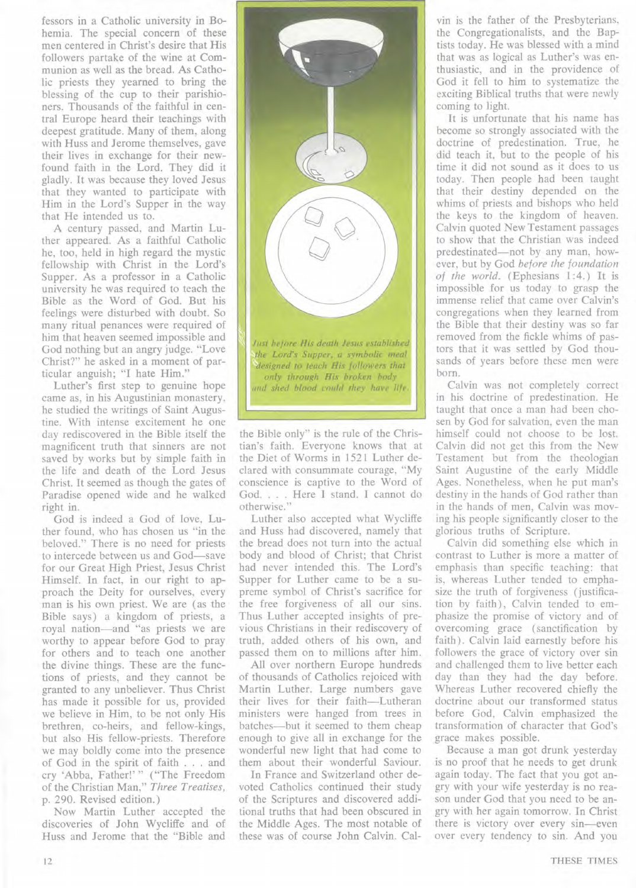fessors in a Catholic university in Bohemia. The special concern of these men centered in Christ's desire that His followers partake of the wine at Communion as well as the bread. As Catholic priests they yearned to bring the blessing of the cup to their parishioners. Thousands of the faithful in central Europe heard their teachings with deepest gratitude. Many of them, along with Huss and Jerome themselves, gave their lives in exchange for their newfound faith in the Lord. They did it gladly. It was because they loved Jesus that they wanted to participate with Him in the Lord's Supper in the way that He intended us to.

A century passed, and Martin Luther appeared. As a faithful Catholic he, too, held in high regard the mystic fellowship with Christ in the Lord's Supper. As a professor in a Catholic university he was required to teach the Bible as the Word of God. But his feelings were disturbed with doubt. So many ritual penances were required of him that heaven seemed impossible and God nothing but an angry judge. "Love Christ?" he asked in a moment of particular anguish; "I hate Him."

Luther's first step to genuine hope came as, in his Augustinian monastery, he studied the writings of Saint Augustine. With intense excitement he one day rediscovered in the Bible itself the magnificent truth that sinners are not saved by works but by simple faith in the life and death of the Lord Jesus Christ. It seemed as though the gates of Paradise opened wide and he walked right in.

God is indeed a God of love, Luther found, who has chosen us "in the beloved." There is no need for priests to intercede between us and God—save for our Great High Priest, Jesus Christ Himself. In fact, in our right to approach the Deity for ourselves, every man is his own priest. We are (as the Bible says) a kingdom of priests, a royal nation—and "as priests we are worthy to appear before God to pray for others and to teach one another the divine things. These are the functions of priests, and they cannot be granted to any unbeliever. Thus Christ has made it possible for us, provided we believe in Him, to be not only His brethren, co-heirs, and fellow-kings, but also His fellow-priests. Therefore we may boldly come into the presence of God in the spirit of faith . . . and cry 'Abba, Father!' " ("The Freedom of the Christian Man," *Three Treatises*, p. 290. Revised edition.)

Now Martin Luther accepted the discoveries of John Wycliffe and of Huss and Jerome that the "Bible and the Bible only" is the rule of the Christian's faith. Everyone knows that at the Diet of Worms in 1521 Luther declared with consummate courage, "My conscience is captive to the Word of God. . . . Here I stand. I cannot do otherwise."

*Just before His death Jesus established the Lord's Supper, a symbolic meal designed to teach His followers that only through His broken body and shed blood could they have life.*

Luther also accepted what Wycliffe and Huss had discovered, namely that the bread does not turn into the actual body and blood of Christ; that Christ had never intended this. The Lord's Supper for Luther came to be a supreme symbol of Christ's sacrifice for the free forgiveness of all our sins. Thus Luther accepted insights of previous Christians in their rediscovery of truth, added others of his own, and passed them on to millions after him.

All over northern Europe hundreds of thousands of Catholics rejoiced with Martin Luther. Large numbers gave their lives for their faith—Lutheran ministers were hanged from trees in batches—but it seemed to them cheap enough to give all in exchange for the wonderful new light that had come to them about their wonderful Saviour.

In France and Switzerland other devoted Catholics continued their study of the Scriptures and discovered additional truths that had been obscured in the Middle Ages. The most notable of these was of course John Calvin. Calvin is the father of the Presbyterians, the Congregationalists, and the Baptists today. He was blessed with a mind that was as logical as Luther's was enthusiastic, and in the providence of God it fell to him to systematize the exciting Biblical truths that were newly coming to light.

It is unfortunate that his name has become so strongly associated with the doctrine of predestination. True, he did teach it, but to the people of his time it did not sound as it does to us today. Then people had been taught that their destiny depended on the whims of priests and bishops who held the keys to the kingdom of heaven. Calvin quoted New Testament passages to show that the Christian was indeed predestinated—not by any man, however, but by God *before the foundation of the world.* (Ephesians 1:4.) It is impossible for us today to grasp the immense relief that came over Calvin's congregations when they learned from the Bible that their destiny was so far removed from the fickle whims of pastors that it was settled by God thousands of years before these men were born.

Calvin was not completely correct in his doctrine of predestination. He taught that once a man had been chosen by God for salvation, even the man himself could not choose to be lost. Calvin did not get this from the New Testament but from the theologian Saint Augustine of the early Middle Ages. Nonetheless, when he put man's destiny in the hands of God rather than in the hands of men, Calvin was moving his people significantly closer to the glorious truths of Scripture.

Calvin did something else which in contrast to Luther is more a matter of emphasis than specific teaching: that is, whereas Luther tended to emphasize the truth of forgiveness (justification by faith), Calvin tended to emphasize the promise of victory and of overcoming grace (sanctification by faith). Calvin laid earnestly before his followers the grace of victory over sin and challenged them to live better each day than they had the day before. Whereas Luther recovered chiefly the doctrine about our transformed status before God, Calvin emphasized the transformation of character that God's grace makes possible.

Because a man got drunk yesterday is no proof that he needs to get drunk again today. The fact that you got angry with your wife yesterday is no reason under God that you need to be angry with her again tomorrow. In Christ there is victory over every sin—even over every tendency to sin. And you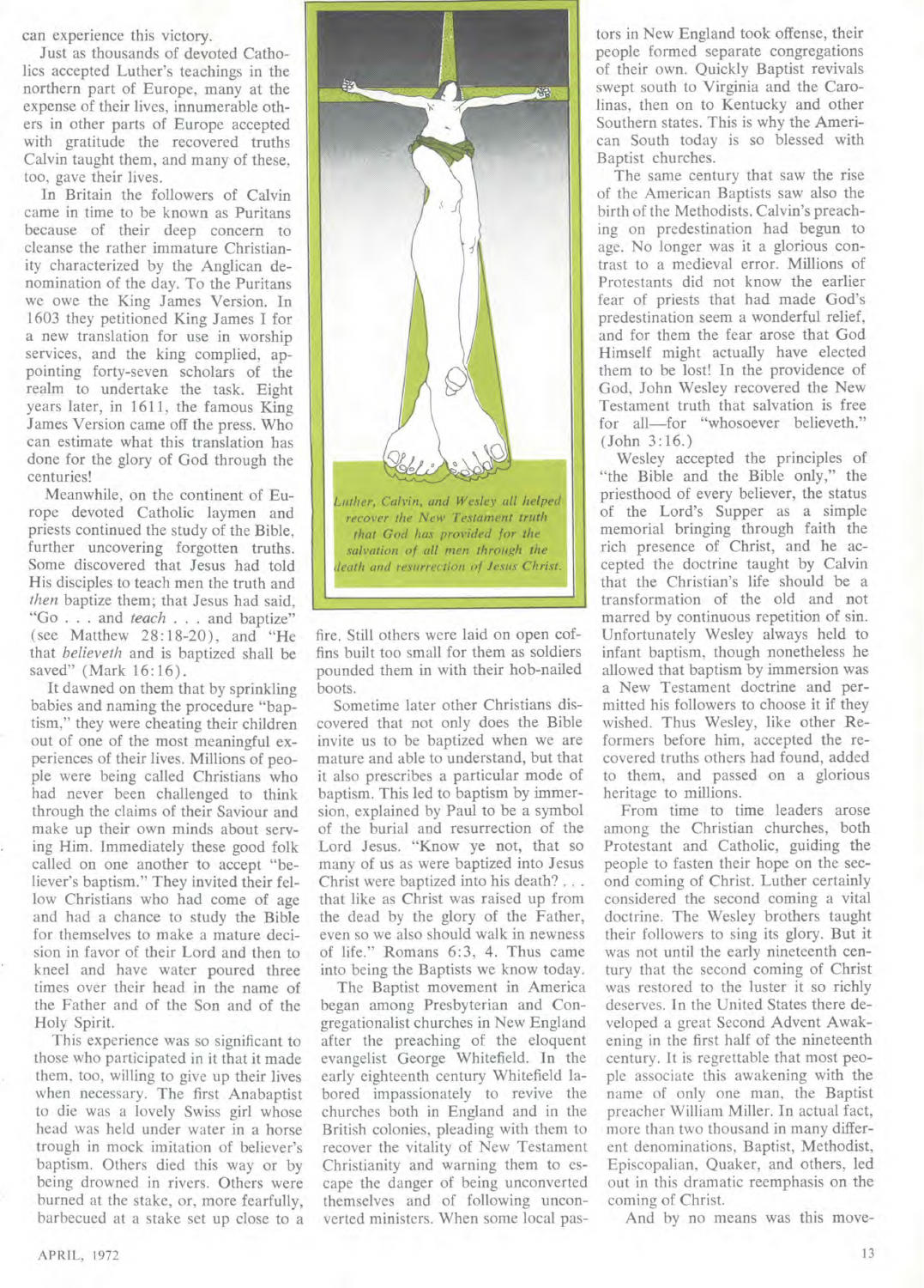can experience this victory.

Just as thousands of devoted Catholics accepted Luther's teachings in the northern part of Europe, many at the expense of their lives, innumerable others in other parts of Europe accepted with gratitude the recovered truths Calvin taught them, and many of these, too, gave their lives.

In Britain the followers of Calvin came in time to be known as Puritans because of their deep concern to cleanse the rather immature Christianity characterized by the Anglican denomination of the day. To the Puritans we owe the King James Version. In 1603 they petitioned King James I for a new translation for use in worship services, and the king complied, appointing forty-seven scholars of the realm to undertake the task. Eight years later, in 1611, the famous King James Version came off the press. Who can estimate what this translation has done for the glory of God through the centuries!

Meanwhile, on the continent of Europe devoted Catholic laymen and priests continued the study of the Bible, further uncovering forgotten truths. Some discovered that Jesus had told His disciples to teach men the truth and *then* baptize them; that Jesus had said, "Go . . . and *teach* . . . and baptize" (see Matthew 28:18-20), and "He that *believeth* and is baptized shall be saved" (Mark 16:16).

It dawned on them that by sprinkling babies and naming the procedure "baptism," they were cheating their children out of one of the most meaningful experiences of their lives. Millions of people were being called Christians who had never been challenged to think through the claims of their Saviour and make up their own minds about serving Him. Immediately these good folk called on one another to accept "believer's baptism." They invited their fellow Christians who had come of age and had a chance to study the Bible for themselves to make a mature decision in favor of their Lord and then to kneel and have water poured three times over their head in the name of the Father and of the Son and of the Holy Spirit.

This experience was so significant to those who participated in it that it made them, too, willing to give up their lives when necessary. The first Anabaptist to die was a lovely Swiss girl whose head was held under water in a horse trough in mock imitation of believer's baptism. Others died this way or by being drowned in rivers. Others were burned at the stake, or, more fearfully, barbecued at a stake set up close to a fire. Still others were laid on open coffins built too small for them as soldiers pounded them in with their hob-nailed boots.

*Luther, Calvin, and Wesley all helped recover the New Testament truth that God has provided for the salvation of all men through the death and resurrection of Jesus Christ.*

Sometime later other Christians discovered that not only does the Bible invite us to be baptized when we are mature and able to understand, but that it also prescribes a particular mode of baptism. This led to baptism by immersion, explained by Paul to be a symbol of the burial and resurrection of the Lord Jesus. "Know ye not, that so many of us as were baptized into Jesus Christ were baptized into his death? . . . that like as Christ was raised up from the dead by the glory of the Father, even so we also should walk in newness of life." Romans 6:3, 4. Thus came into being the Baptists we know today.

The Baptist movement in America began among Presbyterian and Congregationalist churches in New England after the preaching of the eloquent evangelist George Whitefield. In the early eighteenth century Whitefield labored impassionately to revive the churches both in England and in the British colonies, pleading with them to recover the vitality of New Testament Christianity and warning them to escape the danger of being unconverted themselves and of following unconverted ministers. When some local pastors in New England took offense, their people formed separate congregations of their own. Quickly Baptist revivals swept south to Virginia and the Carolinas, then on to Kentucky and other Southern states. This is why the American South today is so blessed with Baptist churches.

The same century that saw the rise of the American Baptists saw also the birth of the Methodists. Calvin's preaching on predestination had begun to age. No longer was it a glorious contrast to a medieval error. Millions of Protestants did not know the earlier fear of priests that had made God's predestination seem a wonderful relief, and for them the fear arose that God Himself might actually have elected them to be lost! In the providence of God, John Wesley recovered the New Testament truth that salvation is free for all—for "whosoever believeth." (John 3:16.)

Wesley accepted the principles of "the Bible and the Bible only," the priesthood of every believer, the status of the Lord's Supper as a simple memorial bringing through faith the rich presence of Christ, and he accepted the doctrine taught by Calvin that the Christian's life should be a transformation of the old and not marred by continuous repetition of sin. Unfortunately Wesley always held to infant baptism, though nonetheless he allowed that baptism by immersion was a New Testament doctrine and permitted his followers to choose it if they wished. Thus Wesley, like other Reformers before him, accepted the recovered truths others had found, added to them, and passed on a glorious heritage to millions.

From time to time leaders arose among the Christian churches, both Protestant and Catholic, guiding the people to fasten their hope on the second coming of Christ. Luther certainly considered the second coming a vital doctrine. The Wesley brothers taught their followers to sing its glory. But it was not until the early nineteenth century that the second coming of Christ was restored to the luster it so richly deserves. In the United States there developed a great Second Advent Awakening in the first half of the nineteenth century. It is regrettable that most people associate this awakening with the name of only one man, the Baptist preacher William Miller. In actual fact, more than two thousand in many different denominations, Baptist, Methodist, Episcopalian, Quaker, and others, led out in this dramatic reemphasis on the coming of Christ.

And by no means was this move-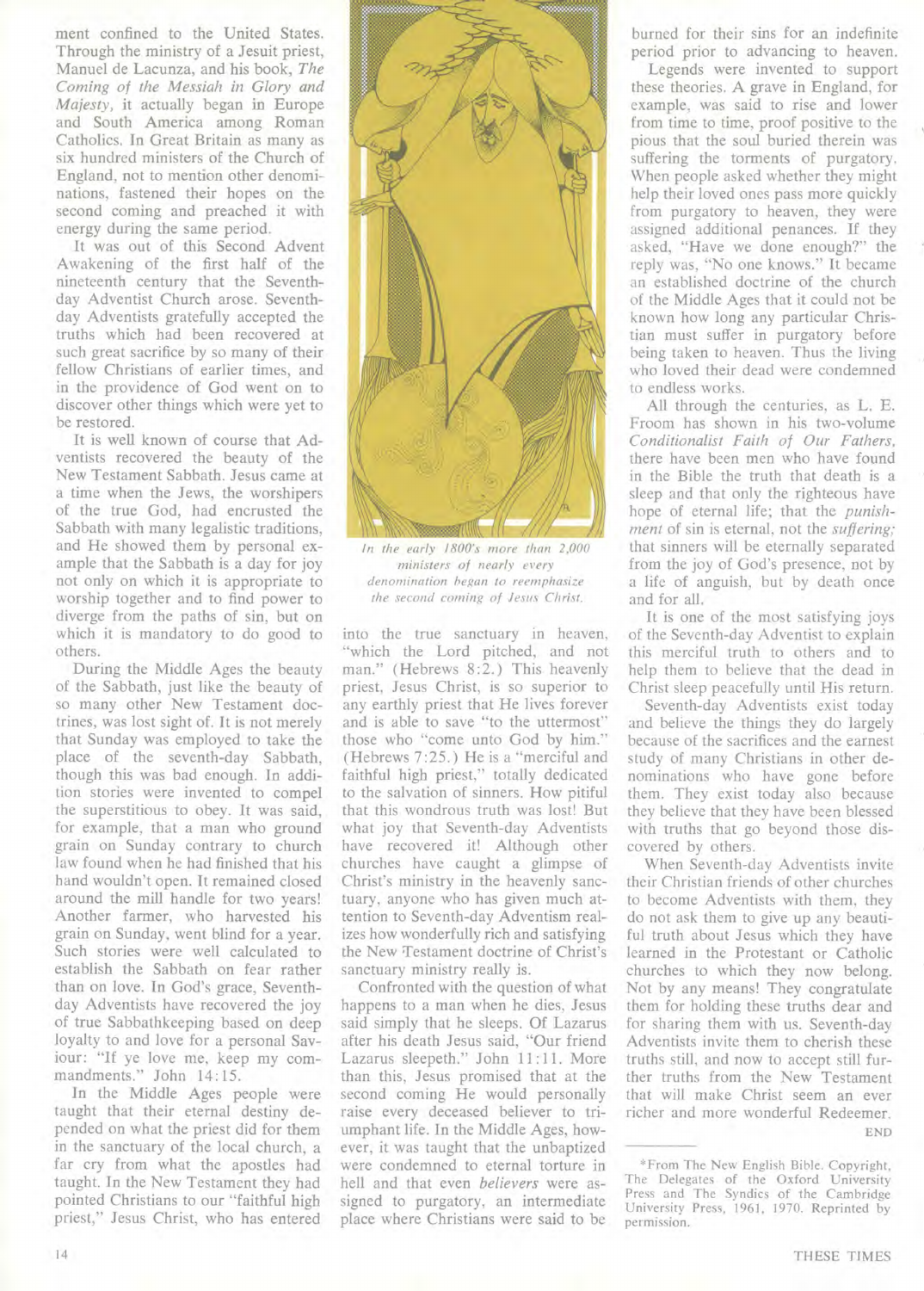ment confined to the United States. Through the ministry of a Jesuit priest, Manuel de Lacunza, and his book, *The Coming of the Messiah in Glory and Majesty*, it actually began in Europe and South America among Roman Catholics. In Great Britain as many as six hundred ministers of the Church of England, not to mention other denominations, fastened their hopes on the second coming and preached it with energy during the same period.

It was out of this Second Advent Awakening of the first half of the nineteenth century that the Seventh-day Adventist Church arose. Seventh-day Adventists gratefully accepted the truths which had been recovered at such great sacrifice by so many of their fellow Christians of earlier times, and in the providence of God went on to discover other things which were yet to be restored.

It is well known of course that Adventists recovered the beauty of the New Testament Sabbath. Jesus came at a time when the Jews, the worshipers of the true God, had encrusted the Sabbath with many legalistic traditions, and He showed them by personal example that the Sabbath is a day for joy not only on which it is appropriate to worship together and to find power to diverge from the paths of sin, but on which it is mandatory to do good to others.

During the Middle Ages the beauty of the Sabbath, just like the beauty of so many other New Testament doctrines, was lost sight of. It is not merely that Sunday was employed to take the place of the seventh-day Sabbath, though this was bad enough. In addition stories were invented to compel the superstitious to obey. It was said, for example, that a man who ground grain on Sunday contrary to church law found when he had finished that his hand wouldn't open. It remained closed around the mill handle for two years! Another farmer, who harvested his grain on Sunday, went blind for a year. Such stories were well calculated to establish the Sabbath on fear rather than on love. In God's grace, Seventh-day Adventists have recovered the joy of true Sabbathkeeping based on deep loyalty to and love for a personal Saviour: "If ye love me, keep my commandments." John 14:15.

In the Middle Ages people were taught that their eternal destiny depended on what the priest did for them in the sanctuary of the local church, a far cry from what the apostles had taught. In the New Testament they had pointed Christians to our "faithful high priest," Jesus Christ, who has entered into the true sanctuary in heaven, "which the Lord pitched, and not man." (Hebrews 8:2.) This heavenly priest, Jesus Christ, is so superior to any earthly priest that He lives forever and is able to save "to the uttermost" those who "come unto God by him." (Hebrews 7:25.) He is a "merciful and faithful high priest," totally dedicated to the salvation of sinners. How pitiful that this wondrous truth was lost! But what joy that Seventh-day Adventists have recovered it! Although other churches have caught a glimpse of Christ's ministry in the heavenly sanctuary, anyone who has given much attention to Seventh-day Adventism realizes how wonderfully rich and satisfying the New Testament doctrine of Christ's sanctuary ministry really is.

*In the early 1800's more than 2,000 ministers of nearly every denomination began to reemphasize the second coming of Jesus Christ.*

Confronted with the question of what happens to a man when he dies, Jesus said simply that he sleeps. Of Lazarus after his death Jesus said, "Our friend Lazarus sleepeth." John 11:11. More than this, Jesus promised that at the second coming He would personally raise every deceased believer to triumphant life. In the Middle Ages, however, it was taught that the unbaptized were condemned to eternal torture in hell and that even *believers* were assigned to purgatory, an intermediate place where Christians were said to be burned for their sins for an indefinite period prior to advancing to heaven.

Legends were invented to support these theories. A grave in England, for example, was said to rise and lower from time to time, proof positive to the pious that the soul buried therein was suffering the torments of purgatory. When people asked whether they might help their loved ones pass more quickly from purgatory to heaven, they were assigned additional penances. If they asked, "Have we done enough?" the reply was, "No one knows." It became an established doctrine of the church of the Middle Ages that it could not be known how long any particular Christian must suffer in purgatory before being taken to heaven. Thus the living who loved their dead were condemned to endless works.

All through the centuries, as L. E. Froom has shown in his two-volume *Conditionalist Faith of Our Fathers*, there have been men who have found in the Bible the truth that death is a sleep and that only the righteous have hope of eternal life; that the *punishment* of sin is eternal, not the *suffering;* that sinners will be eternally separated from the joy of God's presence, not by a life of anguish, but by death once and for all.

It is one of the most satisfying joys of the Seventh-day Adventist to explain this merciful truth to others and to help them to believe that the dead in Christ sleep peacefully until His return.

Seventh-day Adventists exist today and believe the things they do largely because of the sacrifices and the earnest study of many Christians in other denominations who have gone before them. They exist today also because they believe that they have been blessed with truths that go beyond those discovered by others.

When Seventh-day Adventists invite their Christian friends of other churches to become Adventists with them, they do not ask them to give up any beautiful truth about Jesus which they have learned in the Protestant or Catholic churches to which they now belong. Not by any means! They congratulate them for holding these truths dear and for sharing them with us. Seventh-day Adventists invite them to cherish these truths still, and now to accept still further truths from the New Testament that will make Christ seem an ever richer and more wonderful Redeemer.

END

---

*From The New English Bible. Copyright, The Delegates of the Oxford University Press and The Syndics of the Cambridge University Press, 1961, 1970. Reprinted by permission.